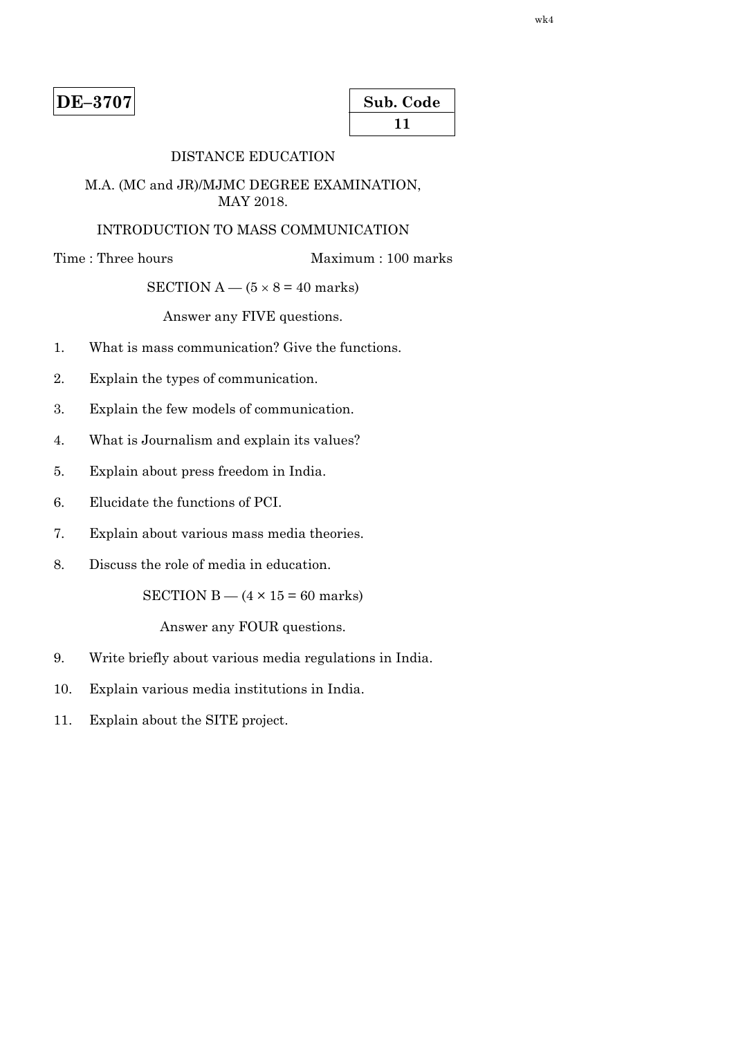**DE–3707**

| Sub. Code |
|---|
| 11 |

DISTANCE EDUCATION

M.A. (MC and JR)/MJMC DEGREE EXAMINATION, MAY 2018.

INTRODUCTION TO MASS COMMUNICATION

Time : Three hours Maximum : 100 marks

SECTION A — ($5 \times 8 = 40$ marks)

Answer any FIVE questions.

1. What is mass communication? Give the functions.
2. Explain the types of communication.
3. Explain the few models of communication.
4. What is Journalism and explain its values?
5. Explain about press freedom in India.
6. Elucidate the functions of PCI.
7. Explain about various mass media theories.
8. Discuss the role of media in education.

SECTION B — ($4 \times 15 = 60$ marks)

Answer any FOUR questions.

9. Write briefly about various media regulations in India.
10. Explain various media institutions in India.
11. Explain about the SITE project.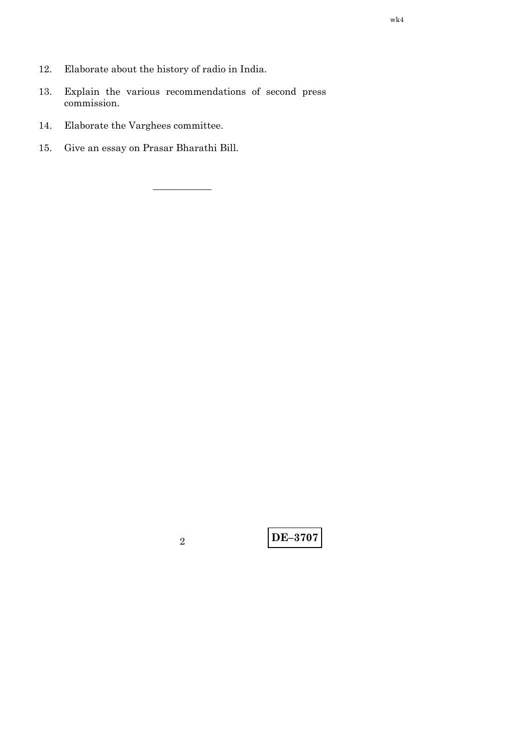12. Elaborate about the history of radio in India.

13. Explain the various recommendations of second press commission.

14. Elaborate the Varghees committee.

15. Give an essay on Prasar Bharathi Bill.

———————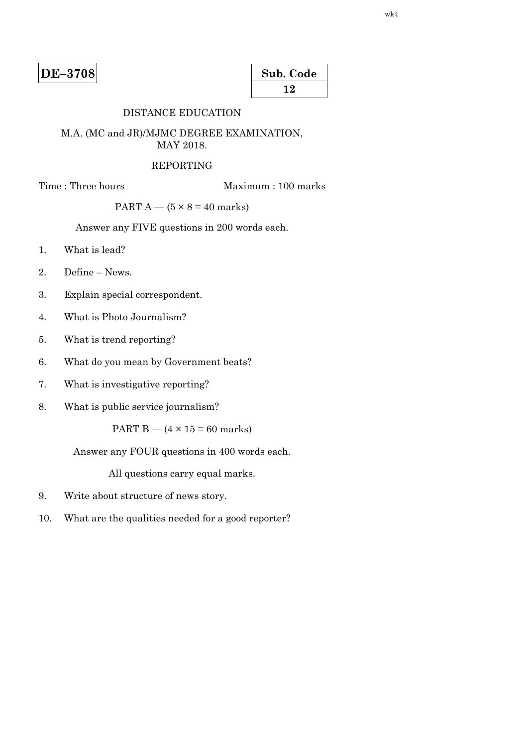**DE–3708**

| Sub. Code |
|---|
| 12 |

DISTANCE EDUCATION

M.A. (MC and JR)/MJMC DEGREE EXAMINATION, MAY 2018.

REPORTING

Time : Three hours Maximum : 100 marks

PART A — (5 × 8 = 40 marks)

Answer any FIVE questions in 200 words each.

1. What is lead?

2. Define – News.

3. Explain special correspondent.

4. What is Photo Journalism?

5. What is trend reporting?

6. What do you mean by Government beats?

7. What is investigative reporting?

8. What is public service journalism?

PART B — (4 × 15 = 60 marks)

Answer any FOUR questions in 400 words each.

All questions carry equal marks.

9. Write about structure of news story.

10. What are the qualities needed for a good reporter?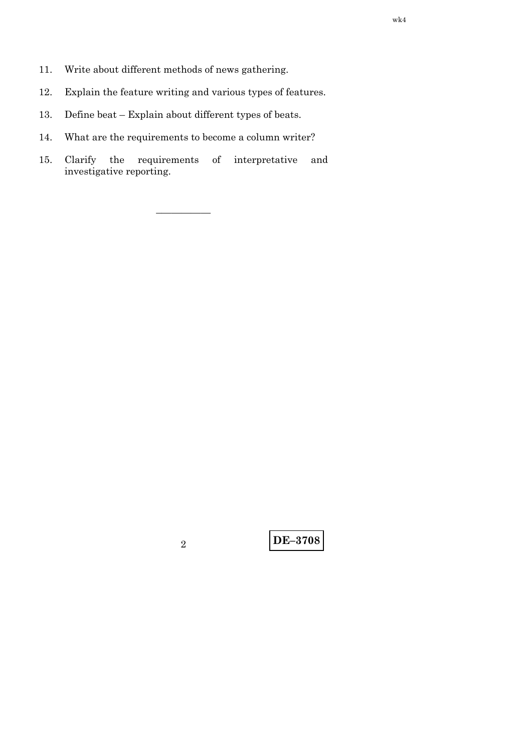11. Write about different methods of news gathering.

12. Explain the feature writing and various types of features.

13. Define beat – Explain about different types of beats.

14. What are the requirements to become a column writer?

15. Clarify the requirements of interpretative and investigative reporting.

———————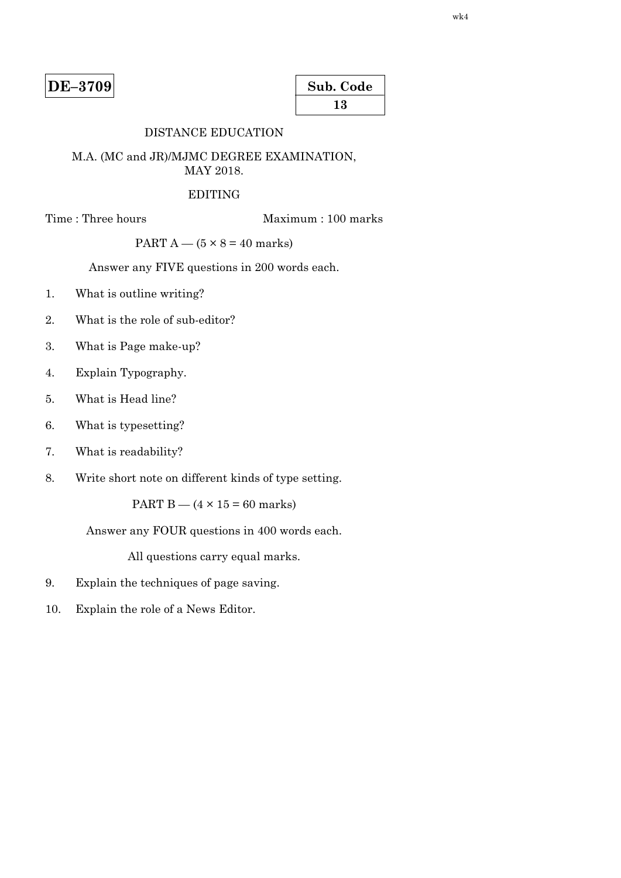**DE–3709**

**Sub. Code**
**13**

DISTANCE EDUCATION

M.A. (MC and JR)/MJMC DEGREE EXAMINATION, MAY 2018.

EDITING

Time : Three hours                                Maximum : 100 marks

PART A — (5 × 8 = 40 marks)

Answer any FIVE questions in 200 words each.

1. What is outline writing?

2. What is the role of sub-editor?

3. What is Page make-up?

4. Explain Typography.

5. What is Head line?

6. What is typesetting?

7. What is readability?

8. Write short note on different kinds of type setting.

PART B — (4 × 15 = 60 marks)

Answer any FOUR questions in 400 words each.

All questions carry equal marks.

9. Explain the techniques of page saving.

10. Explain the role of a News Editor.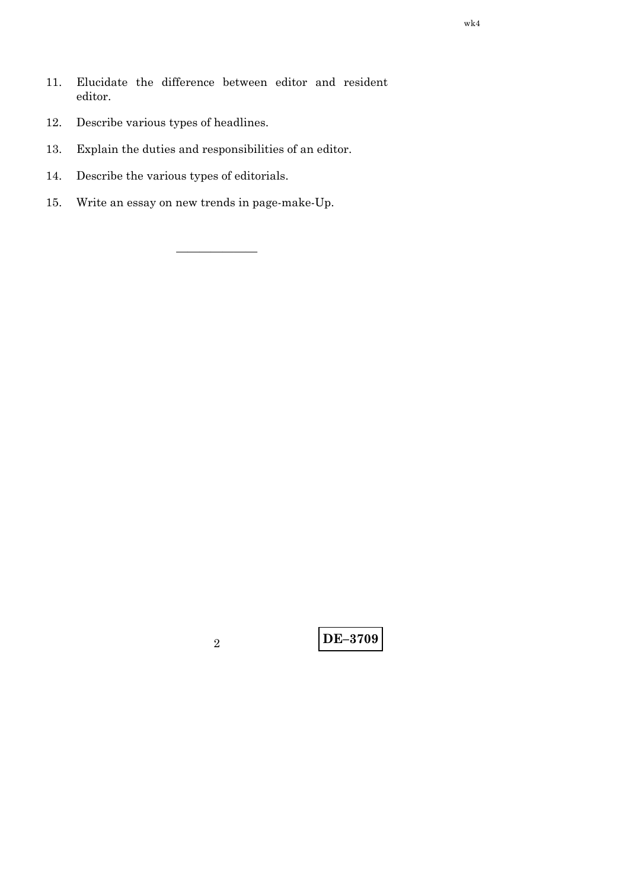11. Elucidate the difference between editor and resident editor.

12. Describe various types of headlines.

13. Explain the duties and responsibilities of an editor.

14. Describe the various types of editorials.

15. Write an essay on new trends in page-make-Up.

---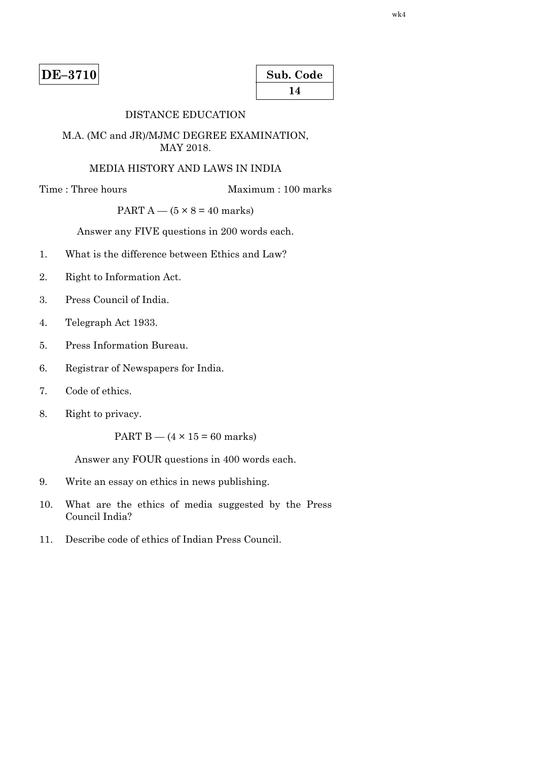**DE–3710**

| Sub. Code |
| --- |
| 14 |

DISTANCE EDUCATION

M.A. (MC and JR)/MJMC DEGREE EXAMINATION, MAY 2018.

MEDIA HISTORY AND LAWS IN INDIA

Time : Three hours Maximum : 100 marks

PART A — (5 × 8 = 40 marks)

Answer any FIVE questions in 200 words each.

1. What is the difference between Ethics and Law?

2. Right to Information Act.

3. Press Council of India.

4. Telegraph Act 1933.

5. Press Information Bureau.

6. Registrar of Newspapers for India.

7. Code of ethics.

8. Right to privacy.

PART B — (4 × 15 = 60 marks)

Answer any FOUR questions in 400 words each.

9. Write an essay on ethics in news publishing.

10. What are the ethics of media suggested by the Press Council India?

11. Describe code of ethics of Indian Press Council.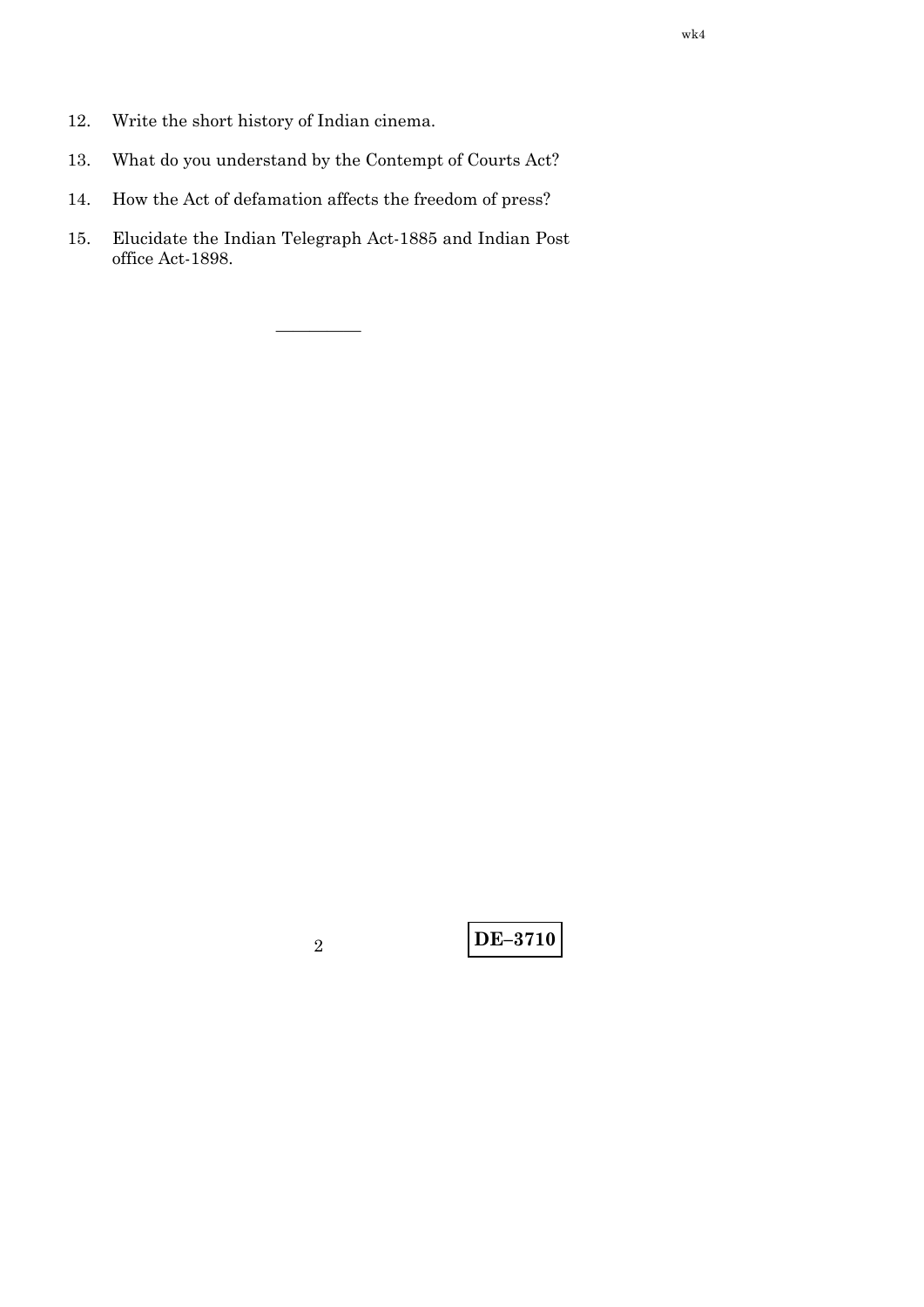12. Write the short history of Indian cinema.

13. What do you understand by the Contempt of Courts Act?

14. How the Act of defamation affects the freedom of press?

15. Elucidate the Indian Telegraph Act-1885 and Indian Post office Act-1898.

---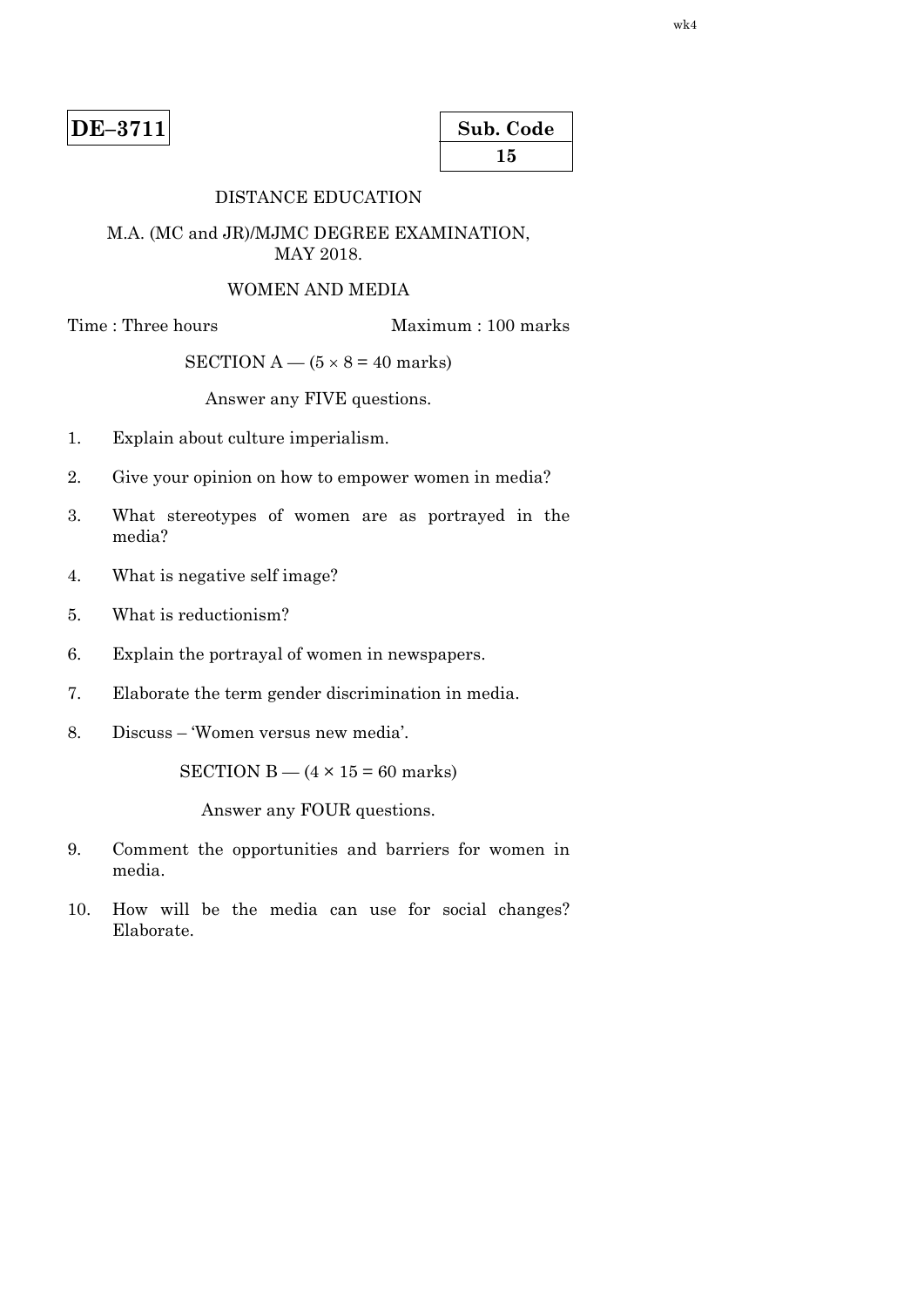**DE–3711**

| Sub. Code |
|---|
| 15 |

DISTANCE EDUCATION

M.A. (MC and JR)/MJMC DEGREE EXAMINATION, MAY 2018.

WOMEN AND MEDIA

Time : Three hours                                        Maximum : 100 marks

SECTION A — (5 × 8 = 40 marks)

Answer any FIVE questions.

1. Explain about culture imperialism.

2. Give your opinion on how to empower women in media?

3. What stereotypes of women are as portrayed in the media?

4. What is negative self image?

5. What is reductionism?

6. Explain the portrayal of women in newspapers.

7. Elaborate the term gender discrimination in media.

8. Discuss – 'Women versus new media'.

SECTION B — (4 × 15 = 60 marks)

Answer any FOUR questions.

9. Comment the opportunities and barriers for women in media.

10. How will be the media can use for social changes? Elaborate.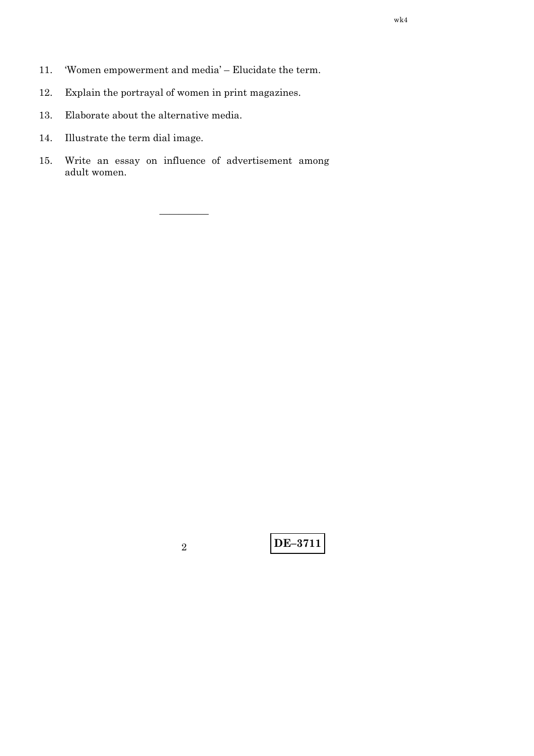11. 'Women empowerment and media' – Elucidate the term.
12. Explain the portrayal of women in print magazines.
13. Elaborate about the alternative media.
14. Illustrate the term dial image.
15. Write an essay on influence of advertisement among adult women.

---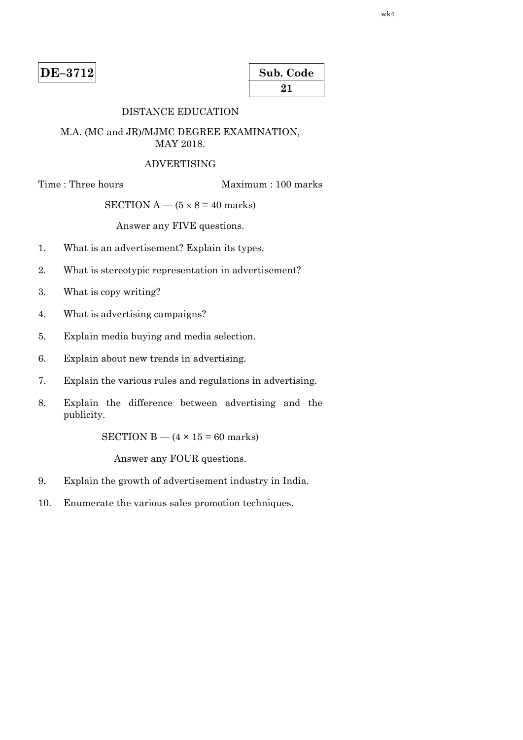**DE–3712**

**Sub. Code**
**21**

DISTANCE EDUCATION

M.A. (MC and JR)/MJMC DEGREE EXAMINATION, MAY 2018.

ADVERTISING

Time : Three hours    Maximum : 100 marks

SECTION A — ($5 \times 8 = 40$ marks)

Answer any FIVE questions.

1. What is an advertisement? Explain its types.

2. What is stereotypic representation in advertisement?

3. What is copy writing?

4. What is advertising campaigns?

5. Explain media buying and media selection.

6. Explain about new trends in advertising.

7. Explain the various rules and regulations in advertising.

8. Explain the difference between advertising and the publicity.

SECTION B — ($4 \times 15 = 60$ marks)

Answer any FOUR questions.

9. Explain the growth of advertisement industry in India.

10. Enumerate the various sales promotion techniques.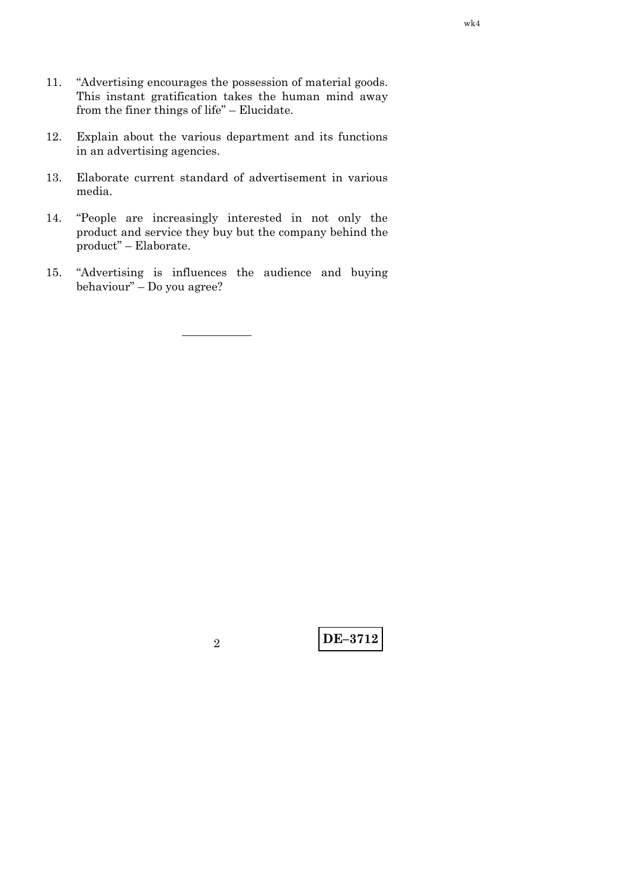11. "Advertising encourages the possession of material goods. This instant gratification takes the human mind away from the finer things of life" – Elucidate.

12. Explain about the various department and its functions in an advertising agencies.

13. Elaborate current standard of advertisement in various media.

14. "People are increasingly interested in not only the product and service they buy but the company behind the product" – Elaborate.

15. "Advertising is influences the audience and buying behaviour" – Do you agree.

———————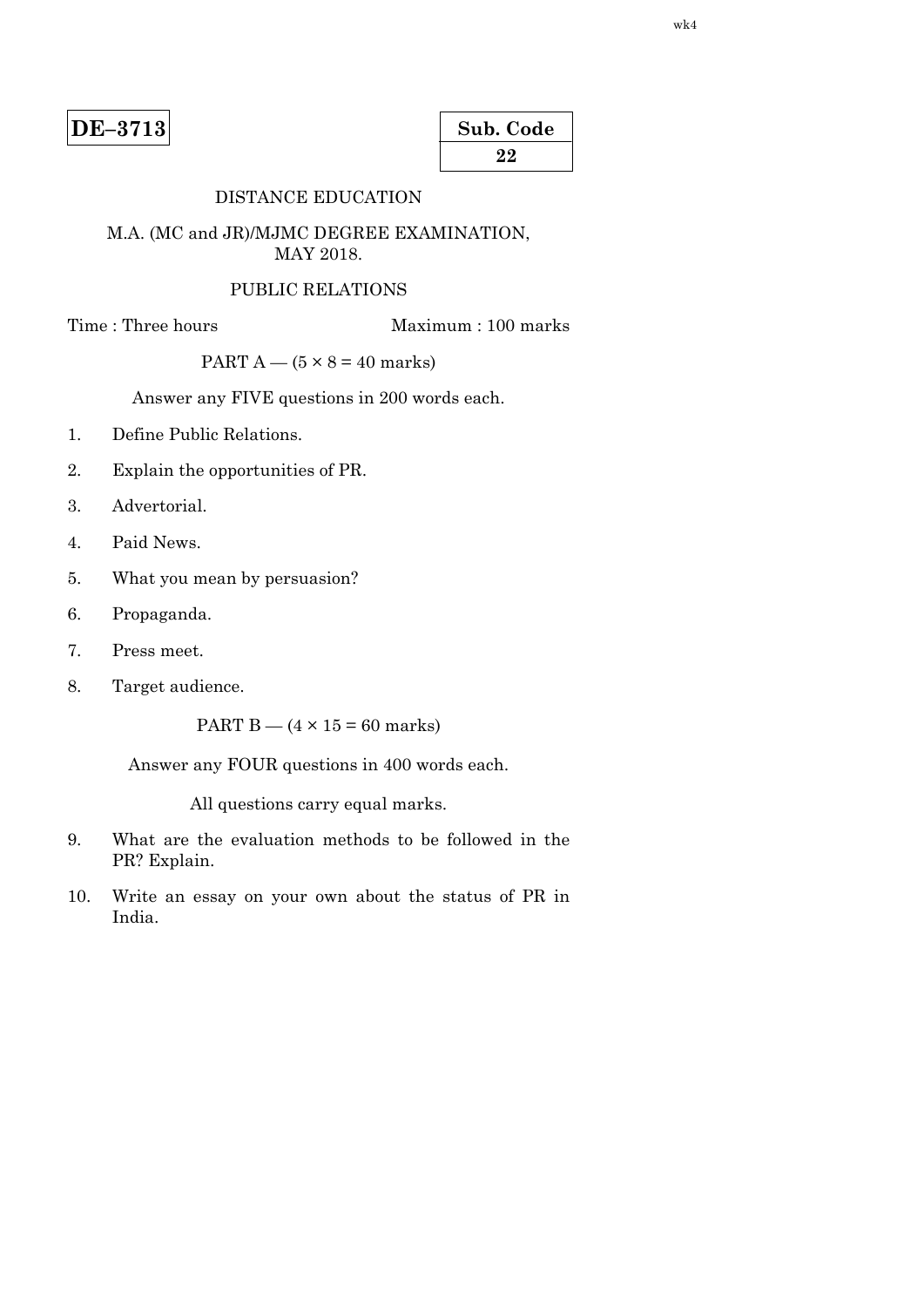**DE–3713**

| Sub. Code |
|---|
| 22 |

DISTANCE EDUCATION

M.A. (MC and JR)/MJMC DEGREE EXAMINATION, MAY 2018.

PUBLIC RELATIONS

Time : Three hours    Maximum : 100 marks

PART A — (5 × 8 = 40 marks)

Answer any FIVE questions in 200 words each.

1. Define Public Relations.

2. Explain the opportunities of PR.

3. Advertorial.

4. Paid News.

5. What you mean by persuasion?

6. Propaganda.

7. Press meet.

8. Target audience.

PART B — (4 × 15 = 60 marks)

Answer any FOUR questions in 400 words each.

All questions carry equal marks.

9. What are the evaluation methods to be followed in the PR? Explain.

10. Write an essay on your own about the status of PR in India.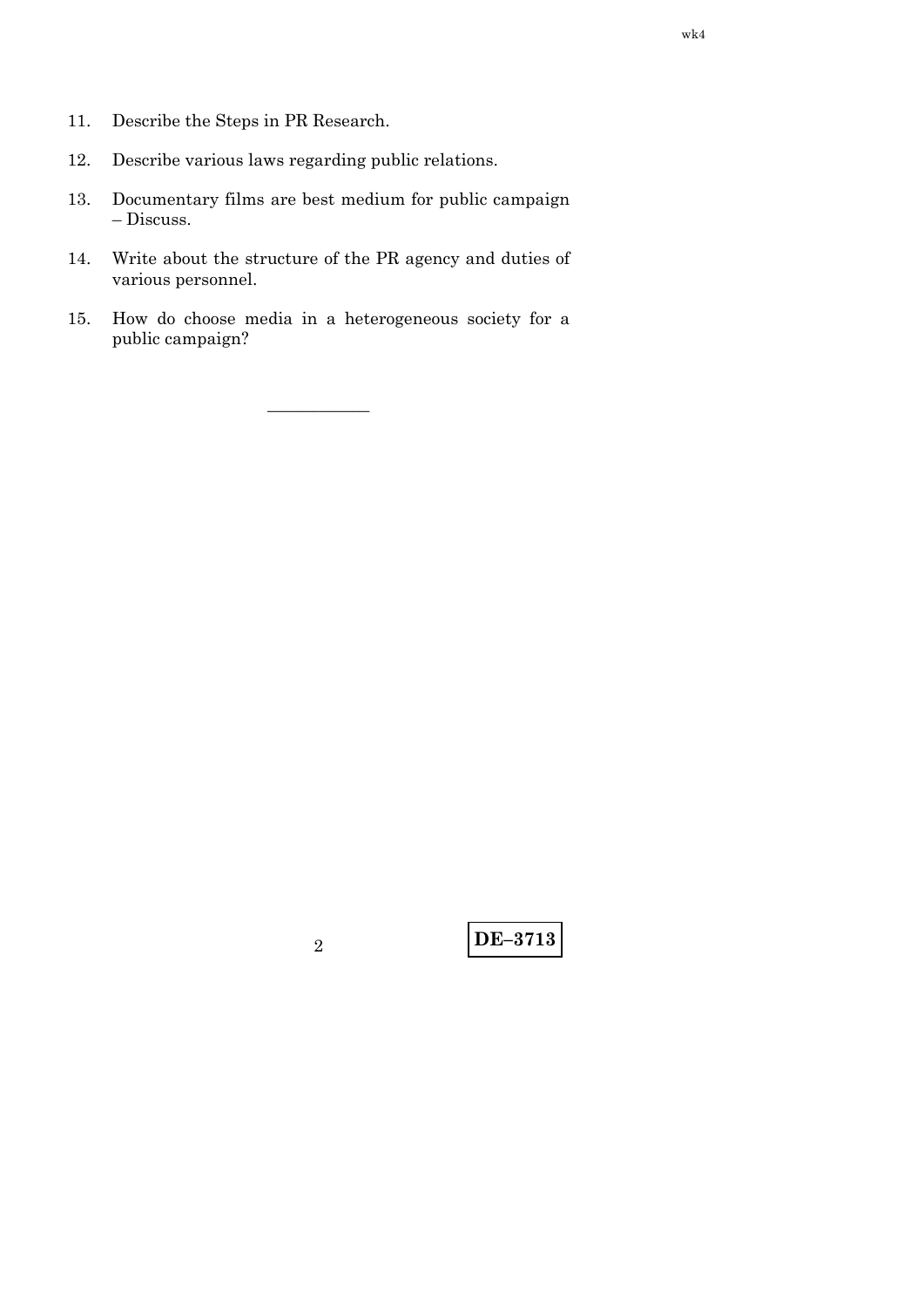11. Describe the Steps in PR Research.

12. Describe various laws regarding public relations.

13. Documentary films are best medium for public campaign – Discuss.

14. Write about the structure of the PR agency and duties of various personnel.

15. How do choose media in a heterogeneous society for a public campaign?

————————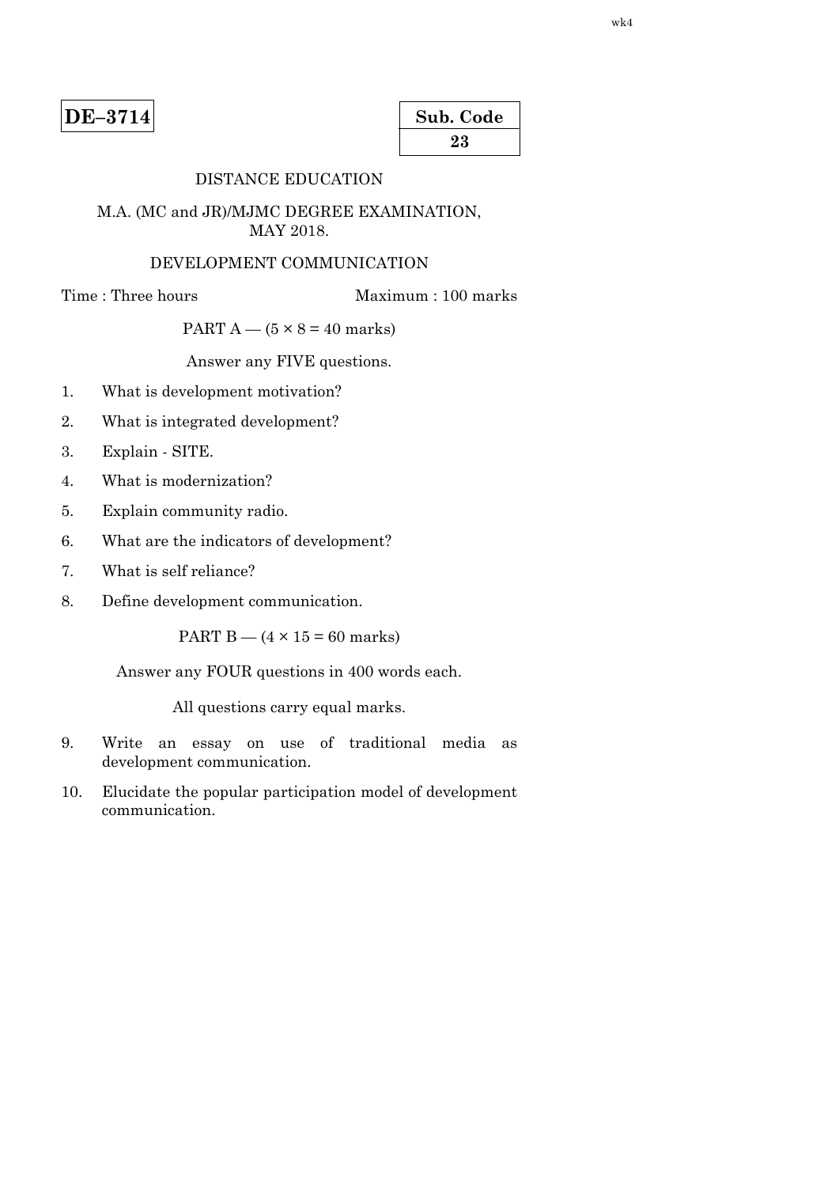**DE–3714**

| Sub. Code |
| --- |
| 23 |

DISTANCE EDUCATION

M.A. (MC and JR)/MJMC DEGREE EXAMINATION, MAY 2018.

DEVELOPMENT COMMUNICATION

Time : Three hours Maximum : 100 marks

PART A — (5 × 8 = 40 marks)

Answer any FIVE questions.

1. What is development motivation?
2. What is integrated development?
3. Explain - SITE.
4. What is modernization?
5. Explain community radio.
6. What are the indicators of development?
7. What is self reliance?
8. Define development communication.

PART B — (4 × 15 = 60 marks)

Answer any FOUR questions in 400 words each.

All questions carry equal marks.

9. Write an essay on use of traditional media as development communication.
10. Elucidate the popular participation model of development communication.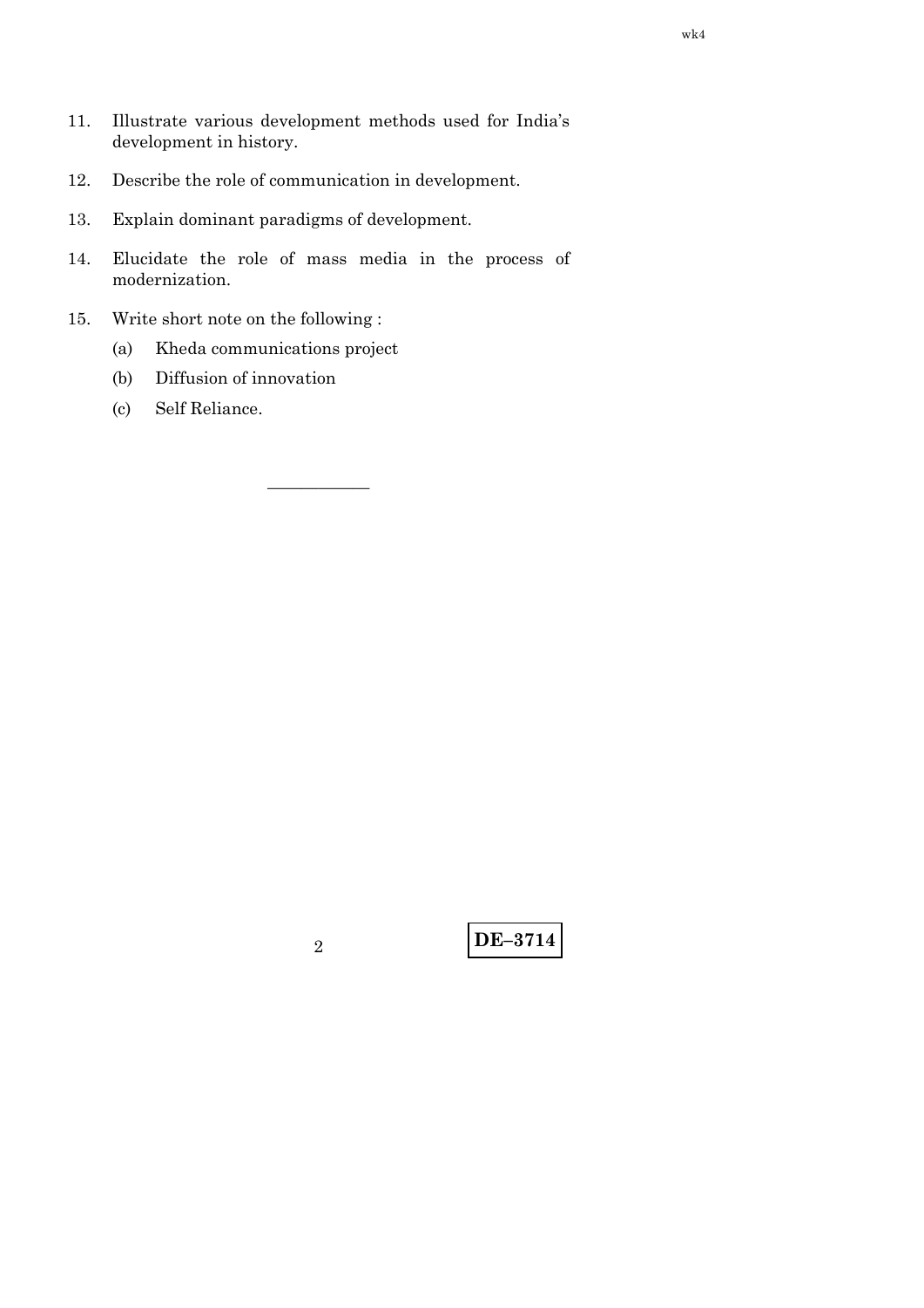11. Illustrate various development methods used for India's development in history.

12. Describe the role of communication in development.

13. Explain dominant paradigms of development.

14. Elucidate the role of mass media in the process of modernization.

15. Write short note on the following :

    (a) Kheda communications project

    (b) Diffusion of innovation

    (c) Self Reliance.

---

**DE–3714**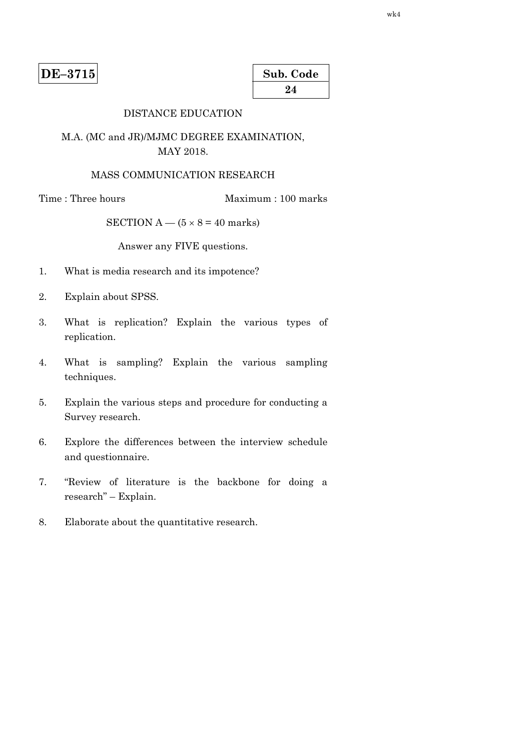**DE–3715**

| Sub. Code |
|---|
| 24 |

DISTANCE EDUCATION

M.A. (MC and JR)/MJMC DEGREE EXAMINATION, MAY 2018.

MASS COMMUNICATION RESEARCH

Time : Three hours　　　　　　　　Maximum : 100 marks

SECTION A — ($5 \times 8 = 40$ marks)

Answer any FIVE questions.

1. What is media research and its impotence?

2. Explain about SPSS.

3. What is replication? Explain the various types of replication.

4. What is sampling? Explain the various sampling techniques.

5. Explain the various steps and procedure for conducting a Survey research.

6. Explore the differences between the interview schedule and questionnaire.

7. "Review of literature is the backbone for doing a research" – Explain.

8. Elaborate about the quantitative research.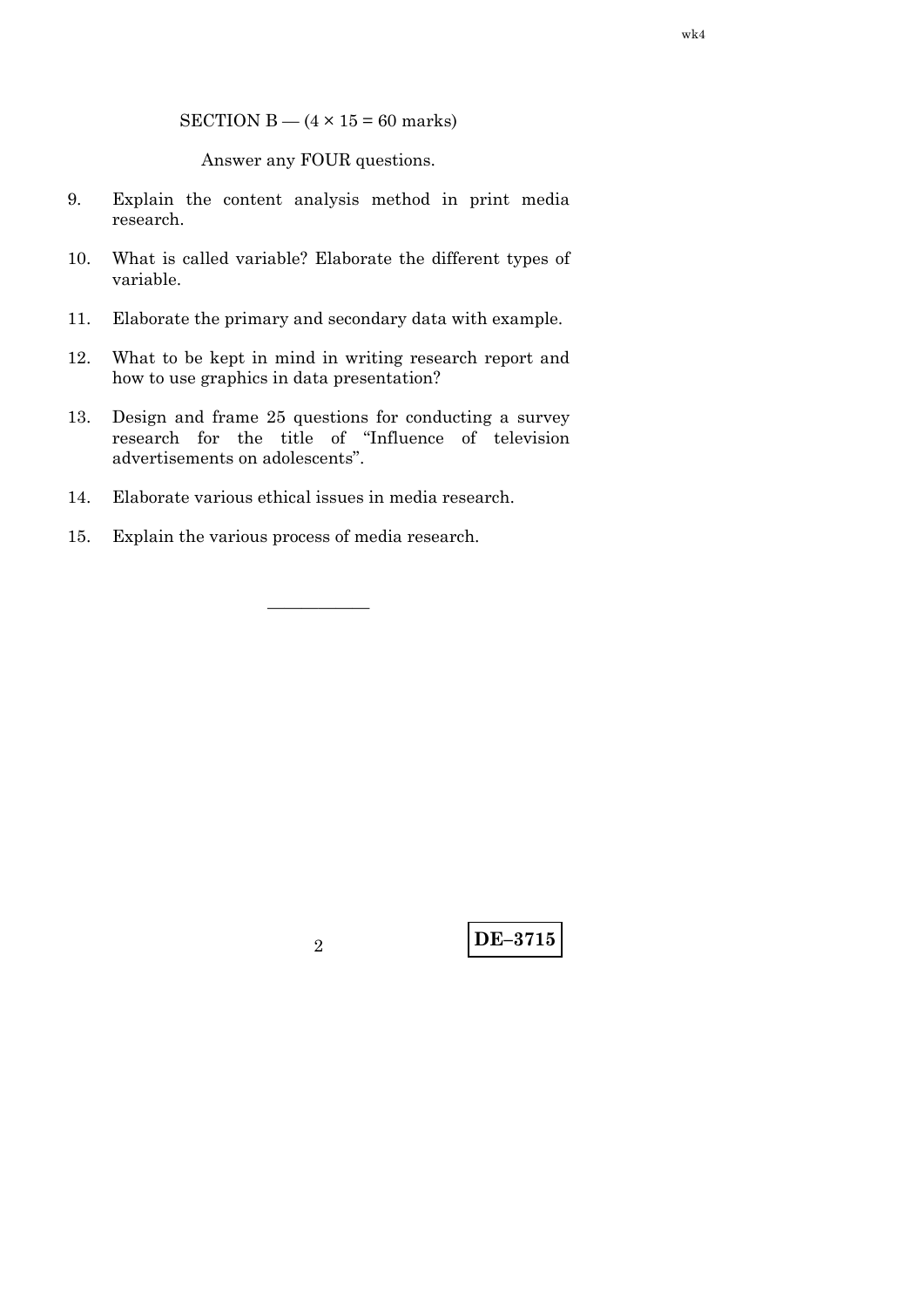SECTION B — (4 × 15 = 60 marks)

Answer any FOUR questions.

9. Explain the content analysis method in print media research.

10. What is called variable? Elaborate the different types of variable.

11. Elaborate the primary and secondary data with example.

12. What to be kept in mind in writing research report and how to use graphics in data presentation?

13. Design and frame 25 questions for conducting a survey research for the title of "Influence of television advertisements on adolescents".

14. Elaborate various ethical issues in media research.

15. Explain the various process of media research.

———————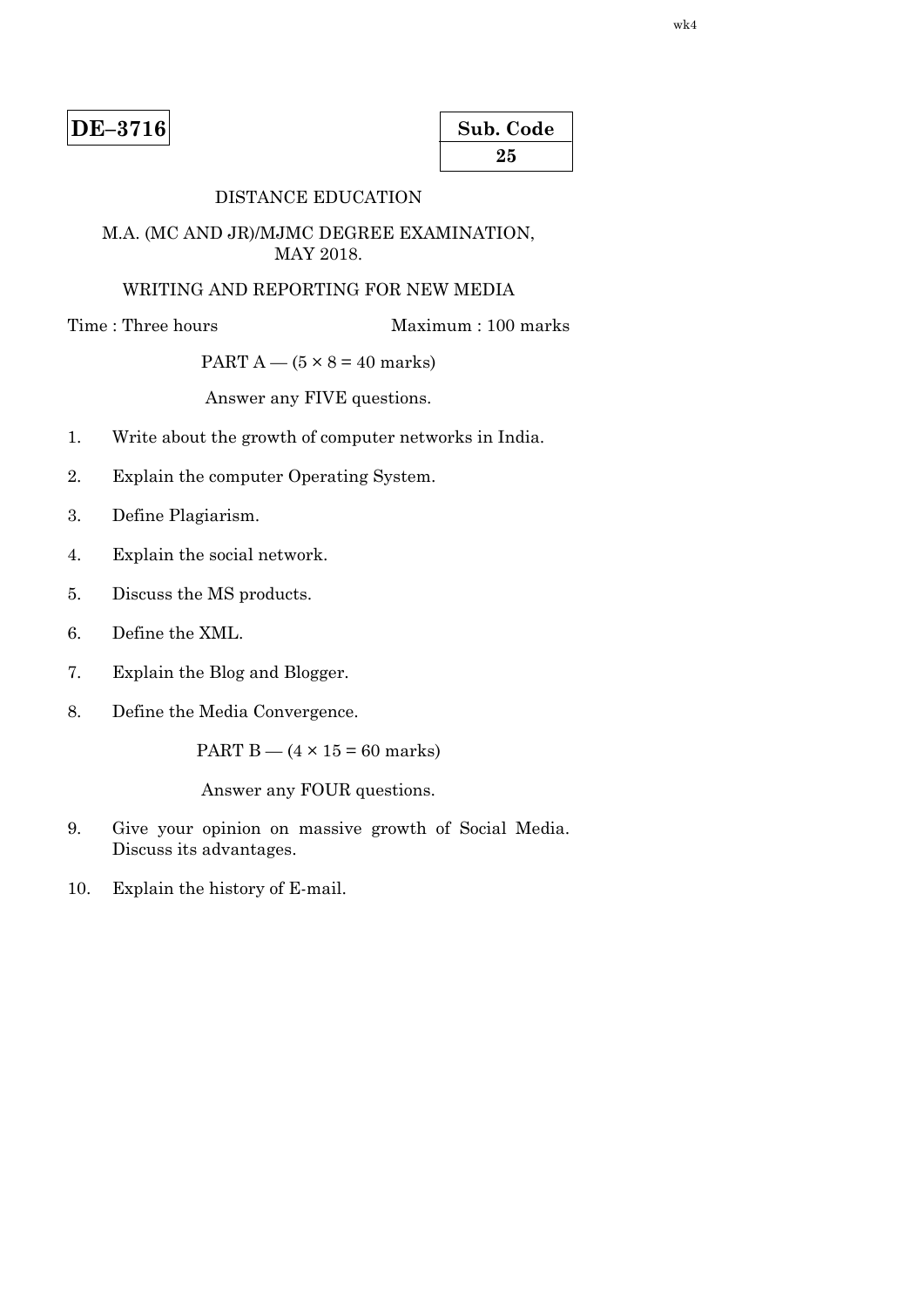**DE–3716**

**Sub. Code**
**25**

DISTANCE EDUCATION

M.A. (MC AND JR)/MJMC DEGREE EXAMINATION, MAY 2018.

WRITING AND REPORTING FOR NEW MEDIA

Time : Three hours Maximum : 100 marks

PART A — (5 × 8 = 40 marks)

Answer any FIVE questions.

1. Write about the growth of computer networks in India.

2. Explain the computer Operating System.

3. Define Plagiarism.

4. Explain the social network.

5. Discuss the MS products.

6. Define the XML.

7. Explain the Blog and Blogger.

8. Define the Media Convergence.

PART B — (4 × 15 = 60 marks)

Answer any FOUR questions.

9. Give your opinion on massive growth of Social Media. Discuss its advantages.

10. Explain the history of E-mail.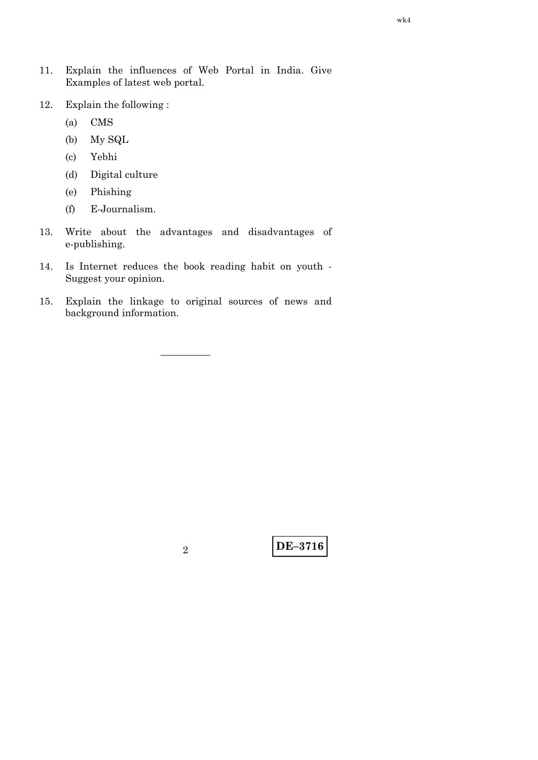11. Explain the influences of Web Portal in India. Give Examples of latest web portal.

12. Explain the following :

    (a) CMS

    (b) My SQL

    (c) Yebhi

    (d) Digital culture

    (e) Phishing

    (f) E-Journalism.

13. Write about the advantages and disadvantages of e-publishing.

14. Is Internet reduces the book reading habit on youth - Suggest your opinion.

15. Explain the linkage to original sources of news and background information.

——————

**DE–3716**